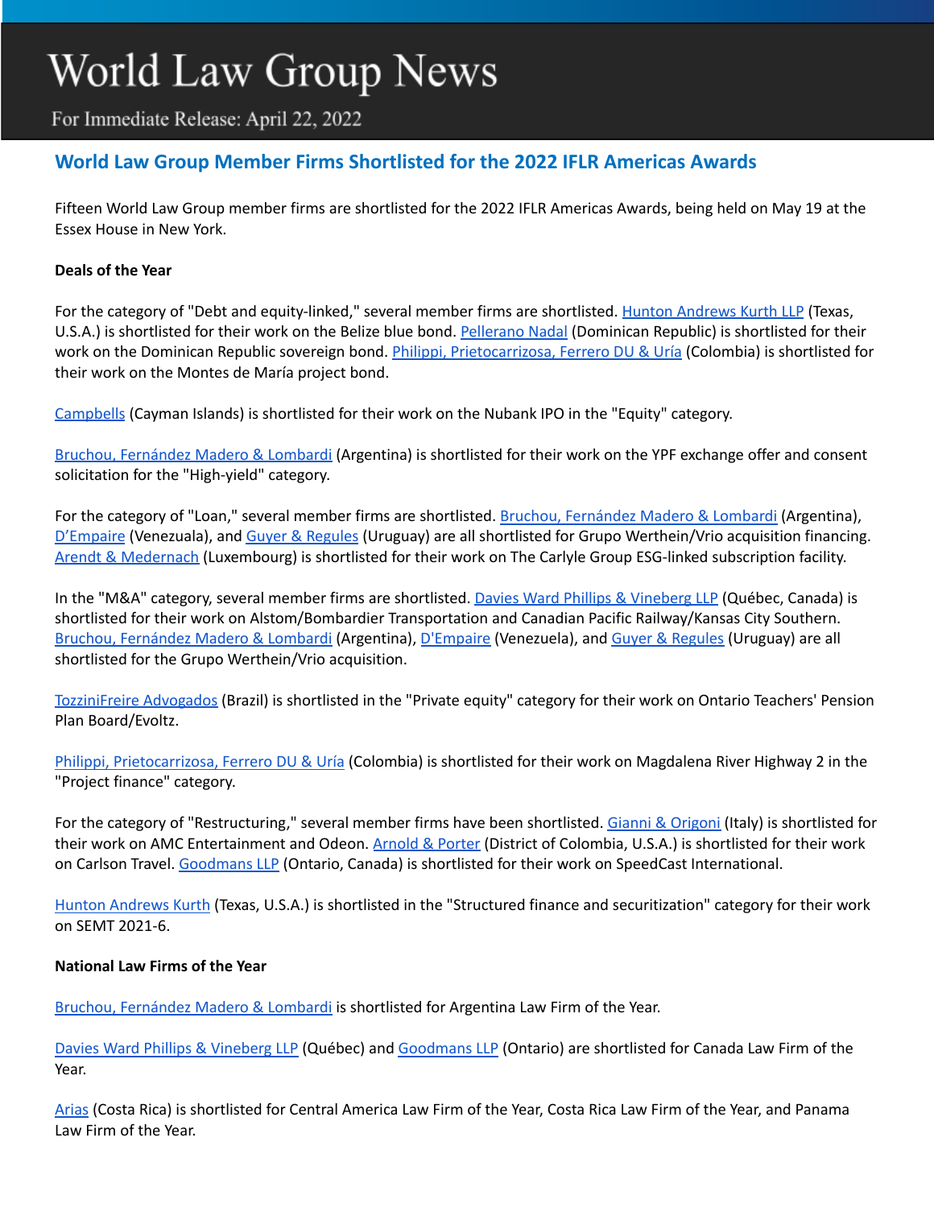# World Law Group News

For Immediate Release: April 22, 2022

## World Law Group Member Firms Shortlisted for the 2022 IFLR Americas Awards

Fifteen World Law Group member firms are shortlisted for the 2022 IFLR Americas Awards, being held on May 19 at the Essex House in New York.

**Deals of the Year**

For the category of "Debt and equity-linked," several member firms are shortlisted. Hunton Andrews Kurth LLP (Texas, U.S.A.) is shortlisted for their work on the Belize blue bond. Pellerano Nadal (Dominican Republic) is shortlisted for their work on the Dominican Republic sovereign bond. Philippi, Prietocarrizosa, Ferrero DU & Uría (Colombia) is shortlisted for their work on the Montes de María project bond.

Campbells (Cayman Islands) is shortlisted for their work on the Nubank IPO in the "Equity" category.

Bruchou, Fernández Madero & Lombardi (Argentina) is shortlisted for their work on the YPF exchange offer and consent solicitation for the "High-yield" category.

For the category of "Loan," several member firms are shortlisted. Bruchou, Fernández Madero & Lombardi (Argentina), D'Empaire (Venezuala), and Guyer & Regules (Uruguay) are all shortlisted for Grupo Werthein/Vrio acquisition financing. Arendt & Medernach (Luxembourg) is shortlisted for their work on The Carlyle Group ESG-linked subscription facility.

In the "M&A" category, several member firms are shortlisted. Davies Ward Phillips & Vineberg LLP (Québec, Canada) is shortlisted for their work on Alstom/Bombardier Transportation and Canadian Pacific Railway/Kansas City Southern. Bruchou, Fernández Madero & Lombardi (Argentina), D'Empaire (Venezuela), and Guyer & Regules (Uruguay) are all shortlisted for the Grupo Werthein/Vrio acquisition.

TozziniFreire Advogados (Brazil) is shortlisted in the "Private equity" category for their work on Ontario Teachers' Pension Plan Board/Evoltz.

Philippi, Prietocarrizosa, Ferrero DU & Uría (Colombia) is shortlisted for their work on Magdalena River Highway 2 in the "Project finance" category.

For the category of "Restructuring," several member firms have been shortlisted. Gianni & Origoni (Italy) is shortlisted for their work on AMC Entertainment and Odeon. Arnold & Porter (District of Colombia, U.S.A.) is shortlisted for their work on Carlson Travel. Goodmans LLP (Ontario, Canada) is shortlisted for their work on SpeedCast International.

Hunton Andrews Kurth (Texas, U.S.A.) is shortlisted in the "Structured finance and securitization" category for their work on SEMT 2021-6.

**National Law Firms of the Year**

Bruchou, Fernández Madero & Lombardi is shortlisted for Argentina Law Firm of the Year.

Davies Ward Phillips & Vineberg LLP (Québec) and Goodmans LLP (Ontario) are shortlisted for Canada Law Firm of the Year.

Arias (Costa Rica) is shortlisted for Central America Law Firm of the Year, Costa Rica Law Firm of the Year, and Panama Law Firm of the Year.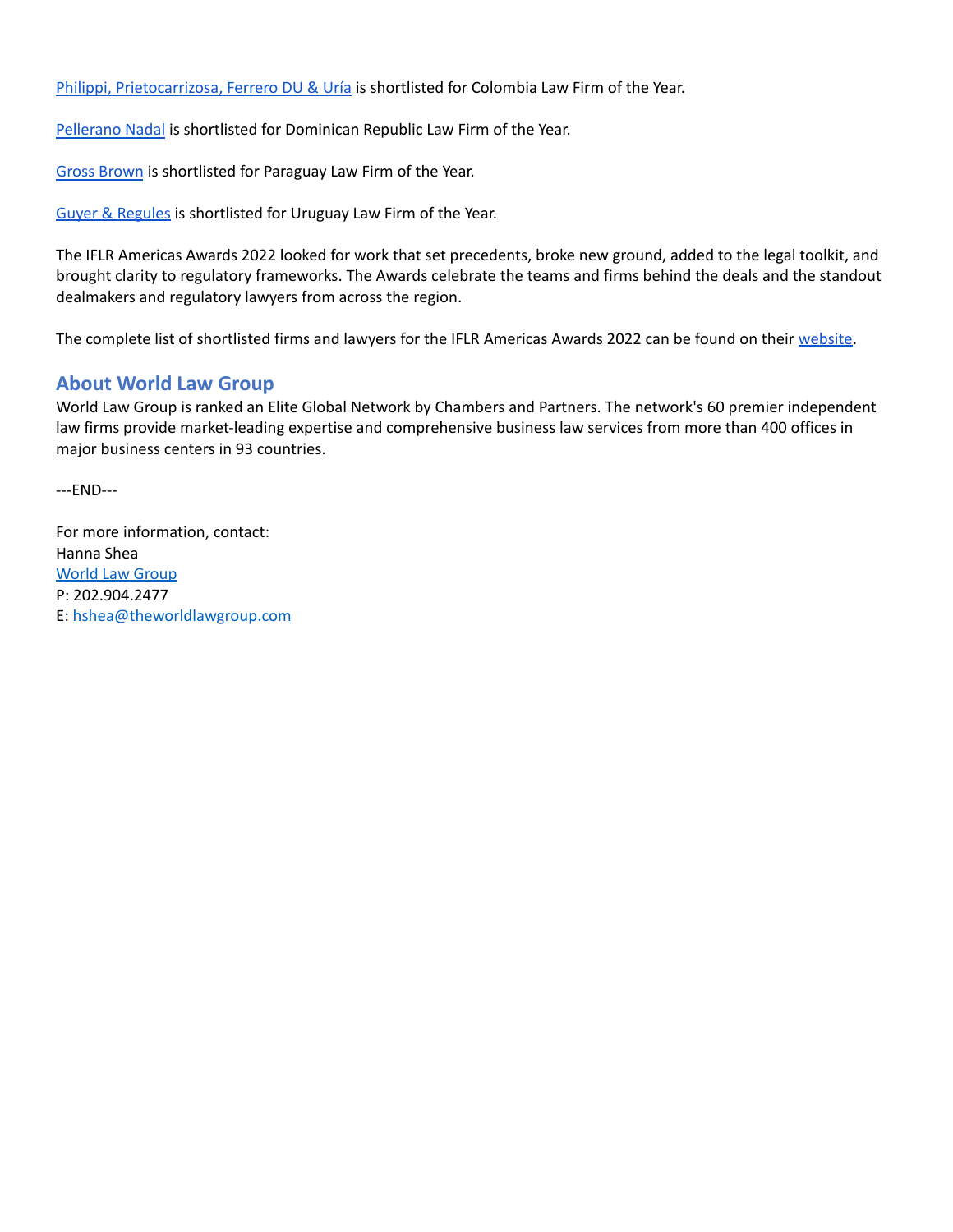Philippi, Prietocarrizosa, Ferrero DU & Uría is shortlisted for Colombia Law Firm of the Year.

Pellerano Nadal is shortlisted for Dominican Republic Law Firm of the Year.

Gross Brown is shortlisted for Paraguay Law Firm of the Year.

Guyer & Regules is shortlisted for Uruguay Law Firm of the Year.

The IFLR Americas Awards 2022 looked for work that set precedents, broke new ground, added to the legal toolkit, and brought clarity to regulatory frameworks. The Awards celebrate the teams and firms behind the deals and the standout dealmakers and regulatory lawyers from across the region.

The complete list of shortlisted firms and lawyers for the IFLR Americas Awards 2022 can be found on their website.

## About World Law Group

World Law Group is ranked an Elite Global Network by Chambers and Partners. The network's 60 premier independent law firms provide market-leading expertise and comprehensive business law services from more than 400 offices in major business centers in 93 countries.

---END---

For more information, contact:
Hanna Shea
World Law Group
P: 202.904.2477
E: hshea@theworldlawgroup.com